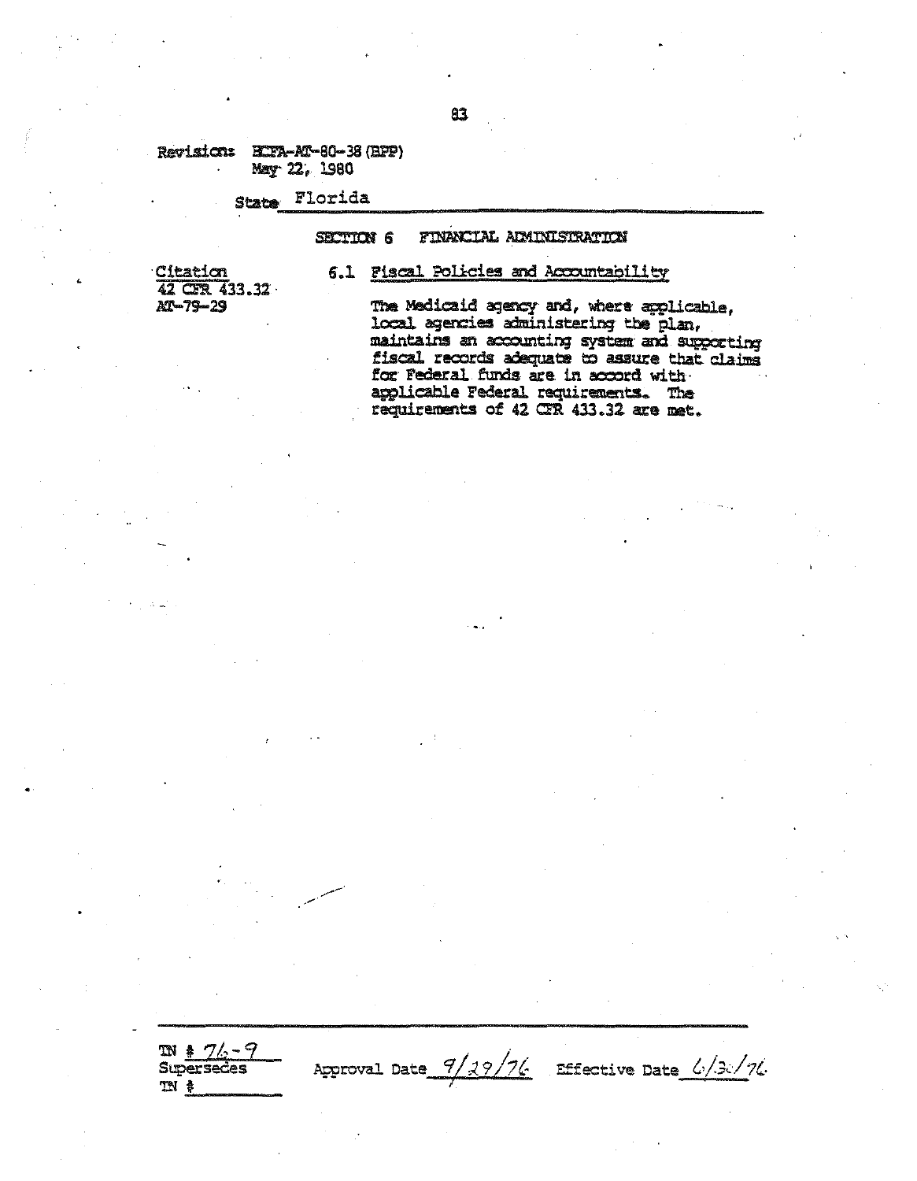Revisions: HCFA-AT-80-38 (BPP)
May 22, 1980

State Florida

## SECTION 6 FINANCIAL ADMINISTRATION

Citation
42 CFR 433.32
AT-79-29

### 6.1 Fiscal Policies and Accountability

The Medicaid agency and, where applicable, local agencies administering the plan, maintains an accounting system and supporting fiscal records adequate to assure that claims for Federal funds are in accord with applicable Federal requirements. The requirements of 42 CFR 433.32 are met.

TN # 76-9
Supersedes
TN #

Approval Date 9/29/76 Effective Date 6/30/76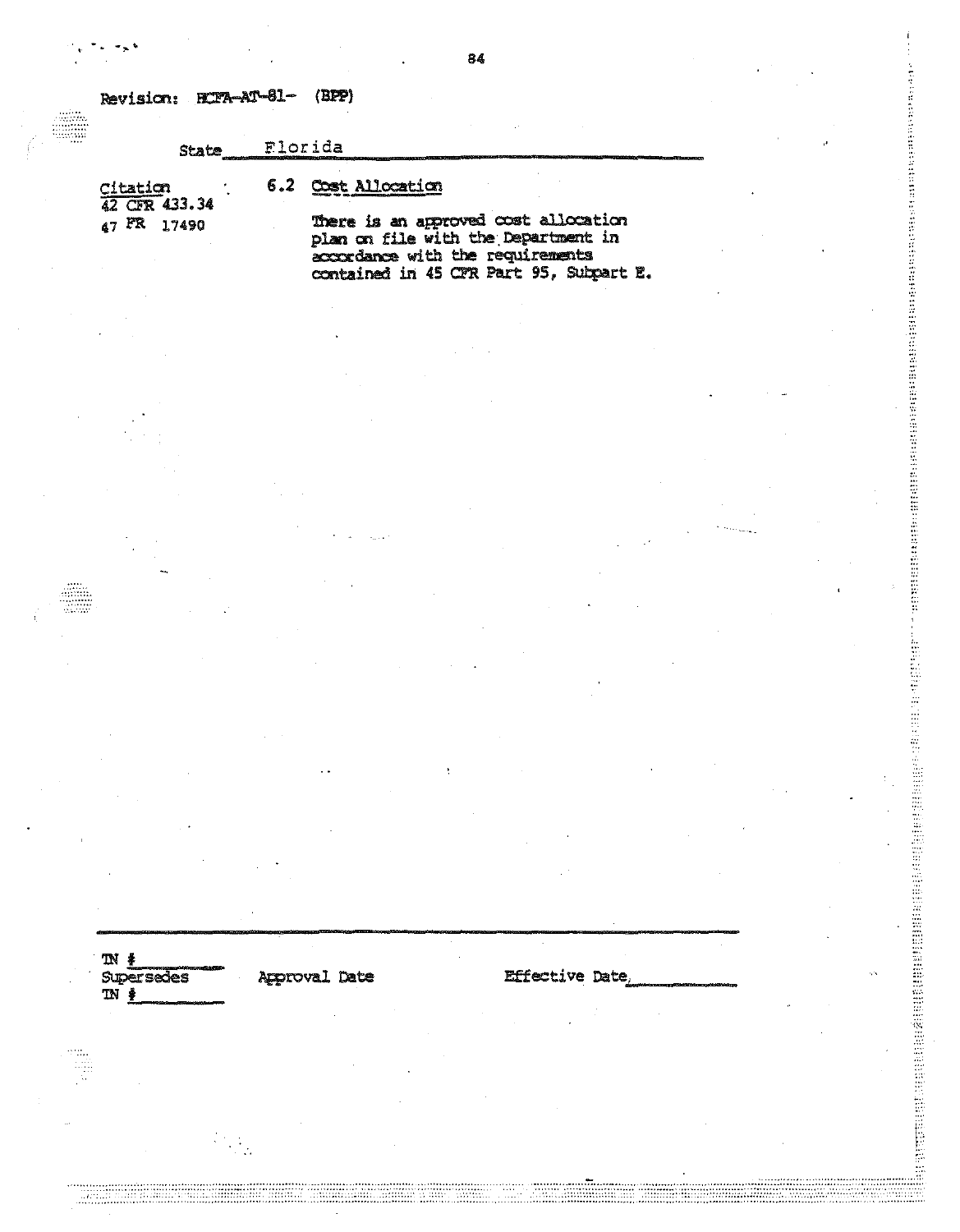Revision: HCFA-AT-81- (BPP)

State Florida

| Citation | |
|---|---|
| 42 CFR 433.34<br>47 FR 17490 | 6.2 Cost Allocation<br><br>There is an approved cost allocation plan on file with the Department in accordance with the requirements contained in 45 CFR Part 95, Subpart E. |

TN #
Supersedes
TN #

Approval Date

Effective Date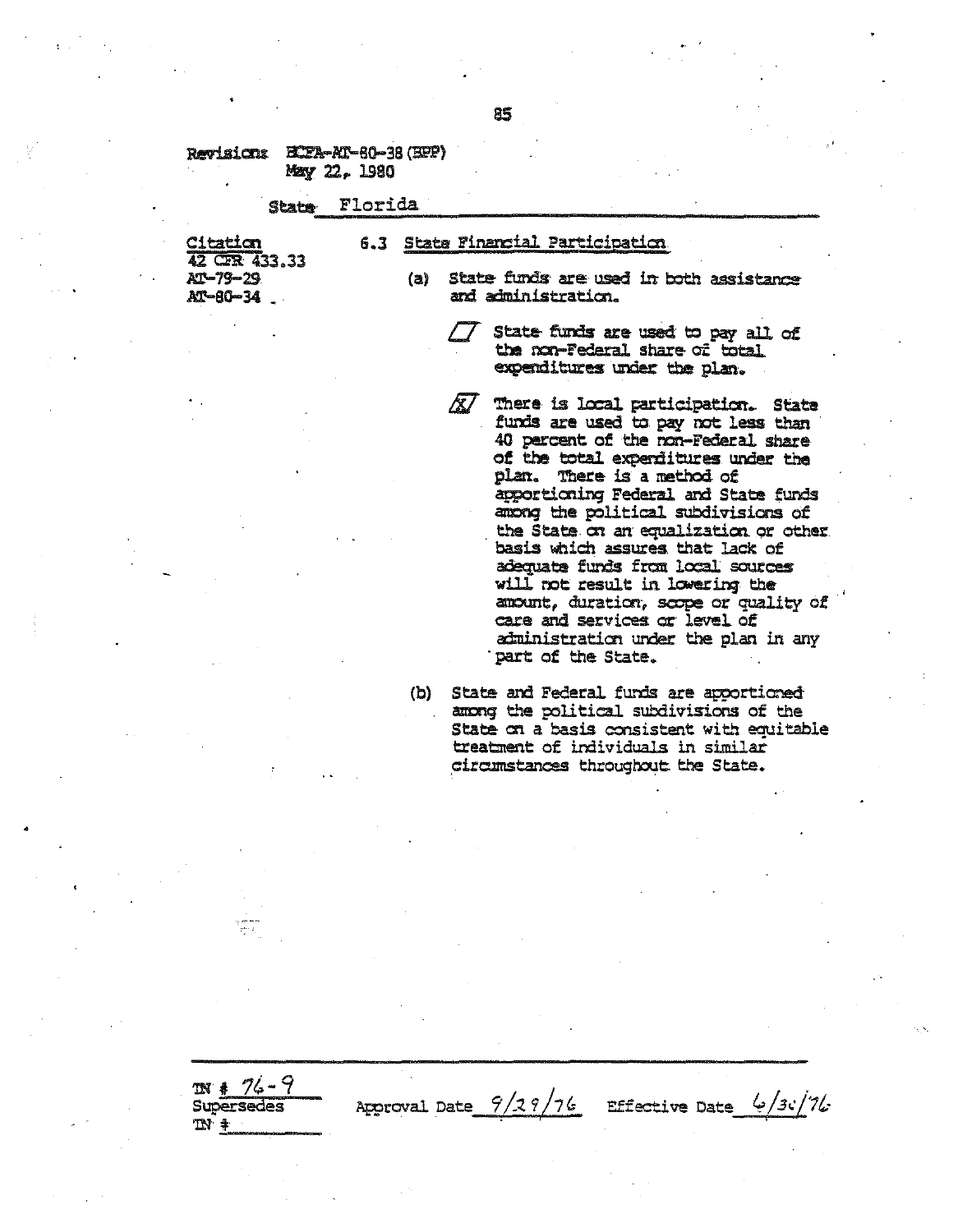Revisions: HCFA-AT-80-38 (BPP)
May 22, 1980

State Florida

Citation
42 CFR 433.33
AT-79-29
AT-80-34

6.3 State Financial Participation

(a) State funds are used in both assistance and administration.

☐ State funds are used to pay all of the non-Federal share of total expenditures under the plan.

☒ There is local participation. State funds are used to pay not less than 40 percent of the non-Federal share of the total expenditures under the plan. There is a method of apportioning Federal and State funds among the political subdivisions of the State on an equalization or other basis which assures that lack of adequate funds from local sources will not result in lowering the amount, duration, scope or quality of care and services or level of administration under the plan in any part of the State.

(b) State and Federal funds are apportioned among the political subdivisions of the State on a basis consistent with equitable treatment of individuals in similar circumstances throughout the State.

TN # 76-9
Supersedes
TN #

Approval Date 9/29/76 Effective Date 6/30/76